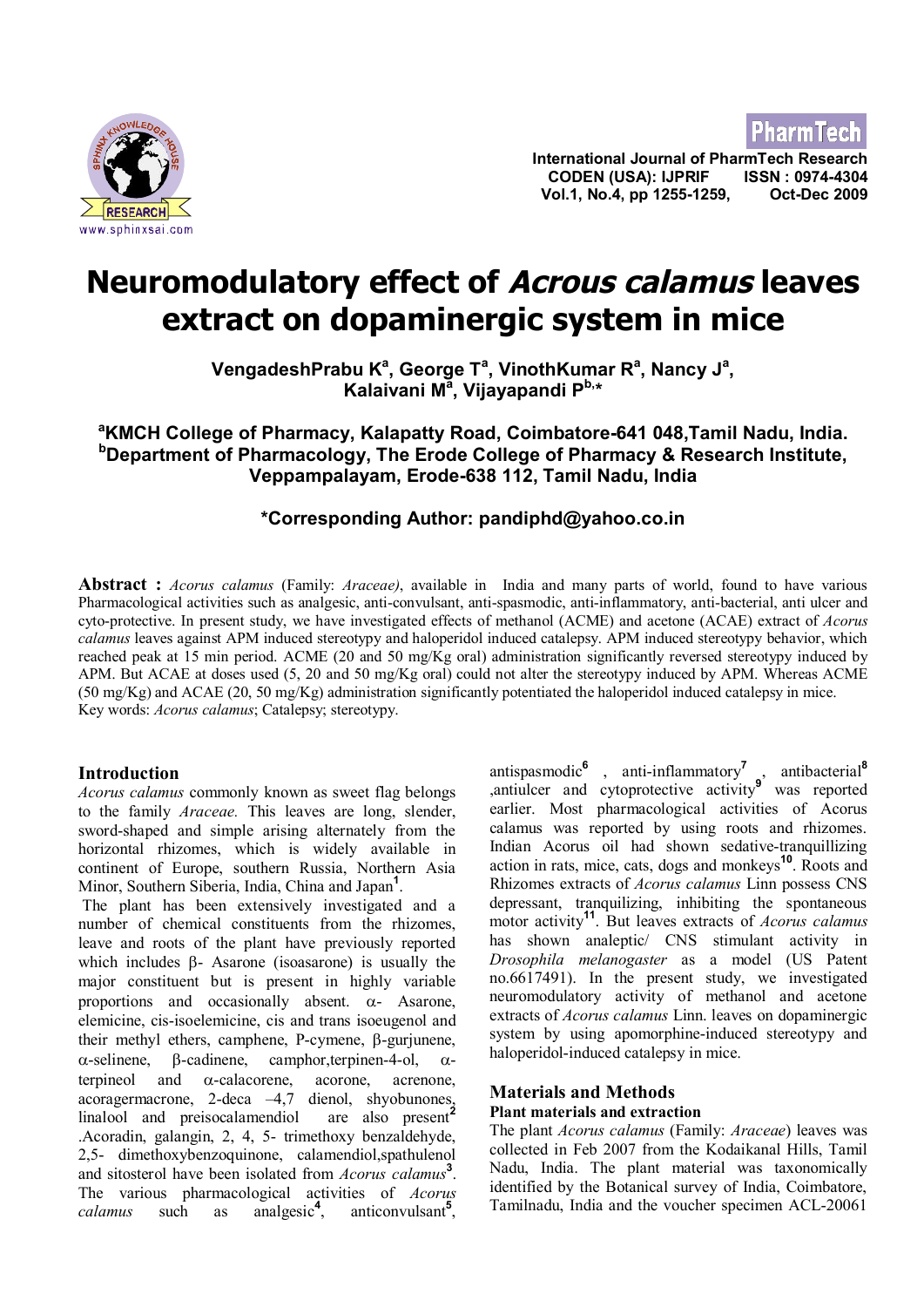# Neuromodulatory effect of *Acrous calamus* leaves extract on dopaminergic system in mice

**VengadeshPrabu K[a], George T[a], VinothKumar R[a], Nancy J[a], Kalaivani M[a], Vijayapandi P[b,*]**

[a]KMCH College of Pharmacy, Kalapatty Road, Coimbatore-641 048,Tamil Nadu, India.
[b]Department of Pharmacology, The Erode College of Pharmacy & Research Institute, Veppampalayam, Erode-638 112, Tamil Nadu, India

**\*Corresponding Author: pandiphd@yahoo.co.in**

**Abstract :** *Acorus calamus* (Family: *Araceae)*, available in India and many parts of world, found to have various Pharmacological activities such as analgesic, anti-convulsant, anti-spasmodic, anti-inflammatory, anti-bacterial, anti ulcer and cyto-protective. In present study, we have investigated effects of methanol (ACME) and acetone (ACAE) extract of *Acorus calamus* leaves against APM induced stereotypy and haloperidol induced catalepsy. APM induced stereotypy behavior, which reached peak at 15 min period. ACME (20 and 50 mg/Kg oral) administration significantly reversed stereotypy induced by APM. But ACAE at doses used (5, 20 and 50 mg/Kg oral) could not alter the stereotypy induced by APM. Whereas ACME (50 mg/Kg) and ACAE (20, 50 mg/Kg) administration significantly potentiated the haloperidol induced catalepsy in mice.
Key words: *Acorus calamus*; Catalepsy; stereotypy.

## Introduction

*Acorus calamus* commonly known as sweet flag belongs to the family *Araceae.* This leaves are long, slender, sword-shaped and simple arising alternately from the horizontal rhizomes, which is widely available in continent of Europe, southern Russia, Northern Asia Minor, Southern Siberia, India, China and Japan[1].

The plant has been extensively investigated and a number of chemical constituents from the rhizomes, leave and roots of the plant have previously reported which includes β- Asarone (isoasarone) is usually the major constituent but is present in highly variable proportions and occasionally absent. α- Asarone, elemicine, cis-isoelemicine, cis and trans isoeugenol and their methyl ethers, camphene, P-cymene, β-gurjunene, α-selinene, β-cadinene, camphor,terpinen-4-ol, α-terpineol and α-calacorene, acorone, acrenone, acoragermacrone, 2-deca –4,7 dienol, shyobunones, linalool and preisocalamendiol are also present[2] .Acoradin, galangin, 2, 4, 5- trimethoxy benzaldehyde, 2,5- dimethoxybenzoquinone, calamendiol,spathulenol and sitosterol have been isolated from *Acorus calamus*[3]. The various pharmacological activities of *Acorus calamus* such as analgesic[4], anticonvulsant[5], antispasmodic[6] , anti-inflammatory[7] , antibacterial[8] ,antiulcer and cytoprotective activity[9] was reported earlier. Most pharmacological activities of Acorus calamus was reported by using roots and rhizomes. Indian Acorus oil had shown sedative-tranquillizing action in rats, mice, cats, dogs and monkeys[10]. Roots and Rhizomes extracts of *Acorus calamus* Linn possess CNS depressant, tranquilizing, inhibiting the spontaneous motor activity[11]. But leaves extracts of *Acorus calamus* has shown analeptic/ CNS stimulant activity in *Drosophila melanogaster* as a model (US Patent no.6617491). In the present study, we investigated neuromodulatory activity of methanol and acetone extracts of *Acorus calamus* Linn. leaves on dopaminergic system by using apomorphine-induced stereotypy and haloperidol-induced catalepsy in mice.

## Materials and Methods

### Plant materials and extraction

The plant *Acorus calamus* (Family: *Araceae*) leaves was collected in Feb 2007 from the Kodaikanal Hills, Tamil Nadu, India. The plant material was taxonomically identified by the Botanical survey of India, Coimbatore, Tamilnadu, India and the voucher specimen ACL-20061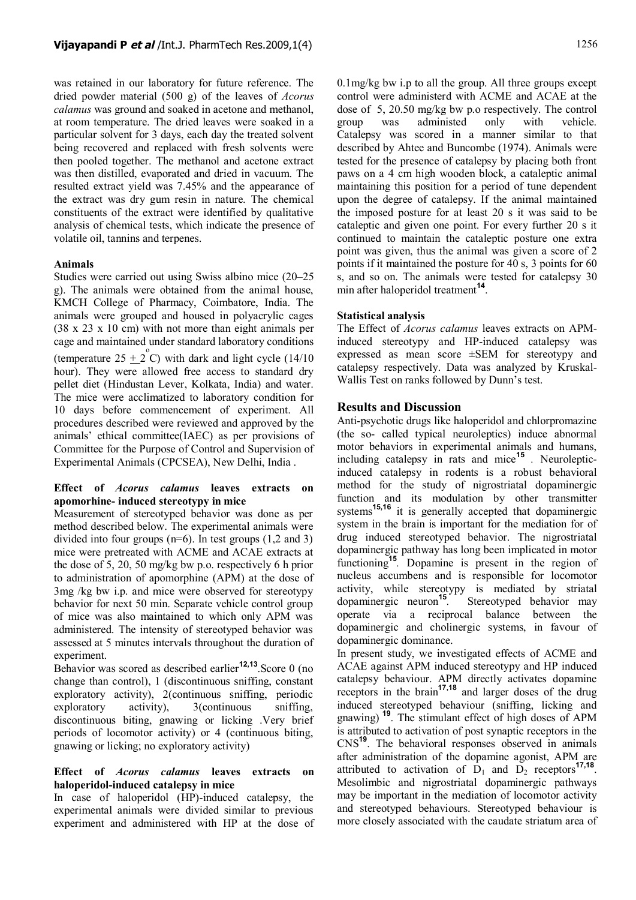was retained in our laboratory for future reference. The dried powder material (500 g) of the leaves of *Acorus calamus* was ground and soaked in acetone and methanol, at room temperature. The dried leaves were soaked in a particular solvent for 3 days, each day the treated solvent being recovered and replaced with fresh solvents were then pooled together. The methanol and acetone extract was then distilled, evaporated and dried in vacuum. The resulted extract yield was 7.45% and the appearance of the extract was dry gum resin in nature. The chemical constituents of the extract were identified by qualitative analysis of chemical tests, which indicate the presence of volatile oil, tannins and terpenes.

**Animals**

Studies were carried out using Swiss albino mice (20–25 g). The animals were obtained from the animal house, KMCH College of Pharmacy, Coimbatore, India. The animals were grouped and housed in polyacrylic cages (38 x 23 x 10 cm) with not more than eight animals per cage and maintained under standard laboratory conditions (temperature 25 $\pm$ 2 $^{\circ}$C) with dark and light cycle (14/10 hour). They were allowed free access to standard dry pellet diet (Hindustan Lever, Kolkata, India) and water. The mice were acclimatized to laboratory condition for 10 days before commencement of experiment. All procedures described were reviewed and approved by the animals' ethical committee(IAEC) as per provisions of Committee for the Purpose of Control and Supervision of Experimental Animals (CPCSEA), New Delhi, India .

**Effect of *Acorus calamus* leaves extracts on apomorhine- induced stereotypy in mice**

Measurement of stereotyped behavior was done as per method described below. The experimental animals were divided into four groups (n=6). In test groups (1,2 and 3) mice were pretreated with ACME and ACAE extracts at the dose of 5, 20, 50 mg/kg bw p.o. respectively 6 h prior to administration of apomorphine (APM) at the dose of 3mg /kg bw i.p. and mice were observed for stereotypy behavior for next 50 min. Separate vehicle control group of mice was also maintained to which only APM was administered. The intensity of stereotyped behavior was assessed at 5 minutes intervals throughout the duration of experiment.

Behavior was scored as described earlier[12,13].Score 0 (no change than control), 1 (discontinuous sniffing, constant exploratory activity), 2(continuous sniffing, periodic exploratory activity), 3(continuous sniffing, discontinuous biting, gnawing or licking .Very brief periods of locomotor activity) or 4 (continuous biting, gnawing or licking; no exploratory activity)

**Effect of *Acorus calamus* leaves extracts on haloperidol-induced catalepsy in mice**

In case of haloperidol (HP)-induced catalepsy, the experimental animals were divided similar to previous experiment and administered with HP at the dose of 0.1mg/kg bw i.p to all the group. All three groups except control were administerd with ACME and ACAE at the dose of 5, 20.50 mg/kg bw p.o respectively. The control group was administered only with vehicle. Catalepsy was scored in a manner similar to that described by Ahtee and Buncombe (1974). Animals were tested for the presence of catalepsy by placing both front paws on a 4 cm high wooden block, a cataleptic animal maintaining this position for a period of tune dependent upon the degree of catalepsy. If the animal maintained the imposed posture for at least 20 s it was said to be cataleptic and given one point. For every further 20 s it continued to maintain the cataleptic posture one extra point was given, thus the animal was given a score of 2 points if it maintained the posture for 40 s, 3 points for 60 s, and so on. The animals were tested for catalepsy 30 min after haloperidol treatment[14].

**Statistical analysis**

The Effect of *Acorus calamus* leaves extracts on APM-induced stereotypy and HP-induced catalepsy was expressed as mean score ±SEM for stereotypy and catalepsy respectively. Data was analyzed by Kruskal-Wallis Test on ranks followed by Dunn's test.

## Results and Discussion

Anti-psychotic drugs like haloperidol and chlorpromazine (the so- called typical neuroleptics) induce abnormal motor behaviors in experimental animals and humans, including catalepsy in rats and mice[15] . Neuroleptic-induced catalepsy in rodents is a robust behavioral method for the study of nigrostriatal dopaminergic function and its modulation by other transmitter systems[15,16] it is generally accepted that dopaminergic system in the brain is important for the mediation for of drug induced stereotyped behavior. The nigrostriatal dopaminergic pathway has long been implicated in motor functioning[15]. Dopamine is present in the region of nucleus accumbens and is responsible for locomotor activity, while stereotypy is mediated by striatal dopaminergic neuron[15]. Stereotyped behavior may operate via a reciprocal balance between the dopaminergic and cholinergic systems, in favour of dopaminergic dominance.

In present study, we investigated effects of ACME and ACAE against APM induced stereotypy and HP induced catalepsy behaviour. APM directly activates dopamine receptors in the brain[17,18] and larger doses of the drug induced stereotyped behaviour (sniffing, licking and gnawing) [19]. The stimulant effect of high doses of APM is attributed to activation of post synaptic receptors in the CNS[19]. The behavioral responses observed in animals after administration of the dopamine agonist, APM are attributed to activation of $D_1$ and $D_2$ receptors[17,18]. Mesolimbic and nigrostriatal dopaminergic pathways may be important in the mediation of locomotor activity and stereotyped behaviours. Stereotyped behaviour is more closely associated with the caudate striatum area of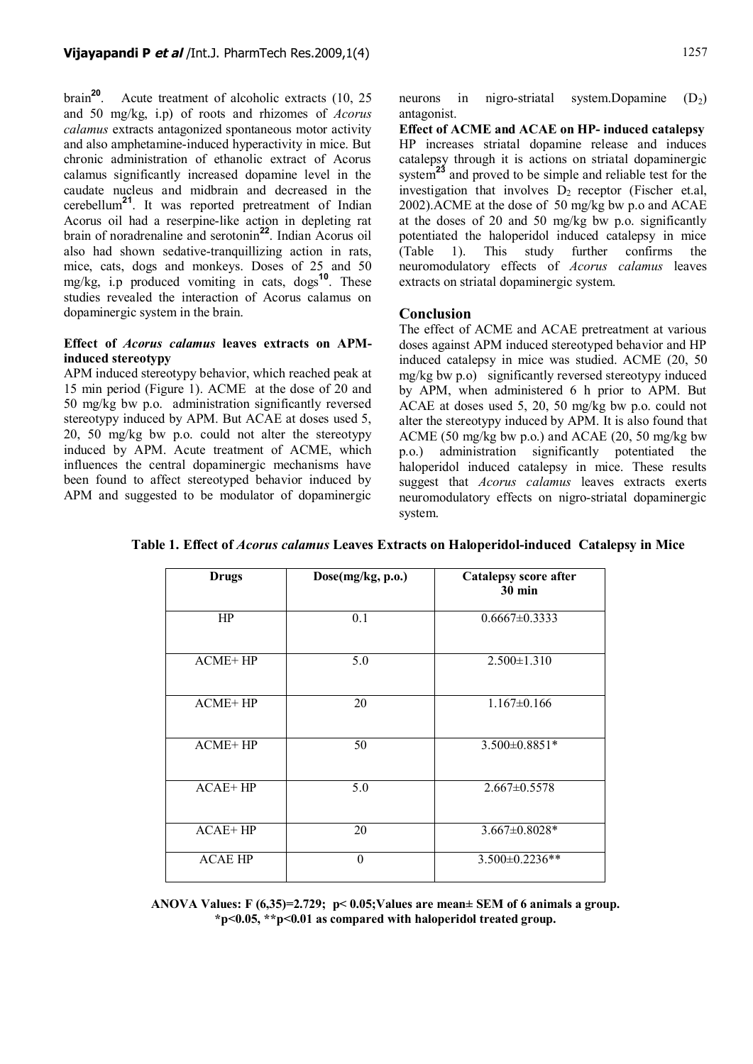brain[20]. Acute treatment of alcoholic extracts (10, 25 and 50 mg/kg, i.p) of roots and rhizomes of *Acorus calamus* extracts antagonized spontaneous motor activity and also amphetamine-induced hyperactivity in mice. But chronic administration of ethanolic extract of Acorus calamus significantly increased dopamine level in the caudate nucleus and midbrain and decreased in the cerebellum[21]. It was reported pretreatment of Indian Acorus oil had a reserpine-like action in depleting rat brain of noradrenaline and serotonin[22]. Indian Acorus oil also had shown sedative-tranquillizing action in rats, mice, cats, dogs and monkeys. Doses of 25 and 50 mg/kg, i.p produced vomiting in cats, dogs[10]. These studies revealed the interaction of Acorus calamus on dopaminergic system in the brain.

**Effect of *Acorus calamus* leaves extracts on APM-induced stereotypy**

APM induced stereotypy behavior, which reached peak at 15 min period (Figure 1). ACME at the dose of 20 and 50 mg/kg bw p.o. administration significantly reversed stereotypy induced by APM. But ACAE at doses used 5, 20, 50 mg/kg bw p.o. could not alter the stereotypy induced by APM. Acute treatment of ACME, which influences the central dopaminergic mechanisms have been found to affect stereotyped behavior induced by APM and suggested to be modulator of dopaminergic neurons in nigro-striatal system.Dopamine ($D_2$) antagonist.

**Effect of ACME and ACAE on HP- induced catalepsy**

HP increases striatal dopamine release and induces catalepsy through it is actions on striatal dopaminergic system[23] and proved to be simple and reliable test for the investigation that involves $D_2$ receptor (Fischer et.al, 2002).ACME at the dose of 50 mg/kg bw p.o and ACAE at the doses of 20 and 50 mg/kg bw p.o. significantly potentiated the haloperidol induced catalepsy in mice (Table 1). This study further confirms the neuromodulatory effects of *Acorus calamus* leaves extracts on striatal dopaminergic system.

## Conclusion

The effect of ACME and ACAE pretreatment at various doses against APM induced stereotyped behavior and HP induced catalepsy in mice was studied. ACME (20, 50 mg/kg bw p.o) significantly reversed stereotypy induced by APM, when administered 6 h prior to APM. But ACAE at doses used 5, 20, 50 mg/kg bw p.o. could not alter the stereotypy induced by APM. It is also found that ACME (50 mg/kg bw p.o.) and ACAE (20, 50 mg/kg bw p.o.) administration significantly potentiated the haloperidol induced catalepsy in mice. These results suggest that *Acorus calamus* leaves extracts exerts neuromodulatory effects on nigro-striatal dopaminergic system.

**Table 1. Effect of *Acorus calamus* Leaves Extracts on Haloperidol-induced Catalepsy in Mice**

| Drugs | Dose(mg/kg, p.o.) | Catalepsy score after 30 min |
|---|---|---|
| HP | 0.1 | 0.6667±0.3333 |
| ACME+ HP | 5.0 | 2.500±1.310 |
| ACME+ HP | 20 | 1.167±0.166 |
| ACME+ HP | 50 | 3.500±0.8851* |
| ACAE+ HP | 5.0 | 2.667±0.5578 |
| ACAE+ HP | 20 | 3.667±0.8028* |
| ACAE HP | 0 | 3.500±0.2236** |

**ANOVA Values: $F_{(6,35)}=2.729$; $p< 0.05$;Values are mean± SEM of 6 animals a group. \*$p<0.05$, \*\*$p<0.01$ as compared with haloperidol treated group.**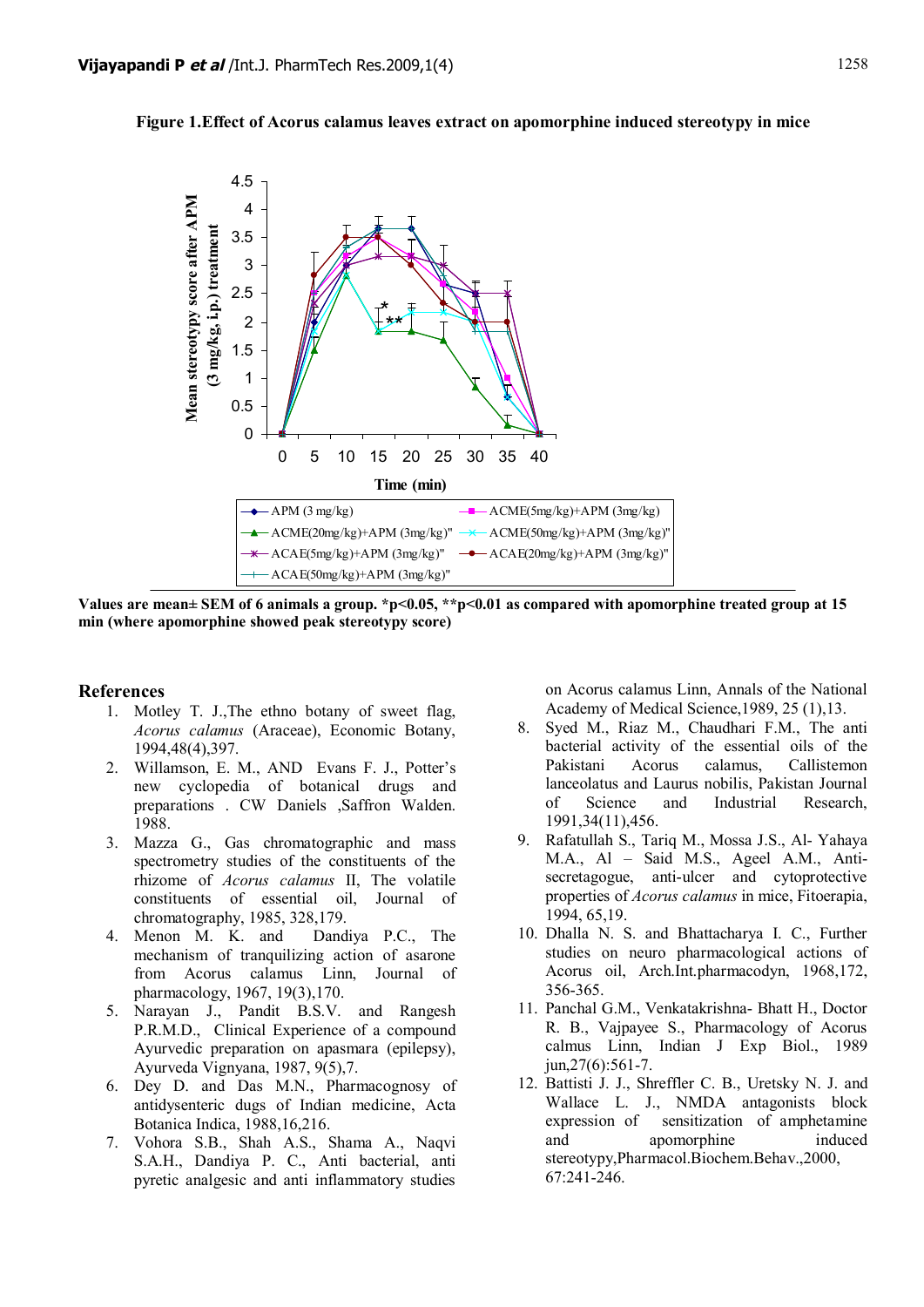**Figure 1.Effect of Acorus calamus leaves extract on apomorphine induced stereotypy in mice**

Values are mean± SEM of 6 animals a group. *p<0.05, **p<0.01 as compared with apomorphine treated group at 15 min (where apomorphine showed peak stereotypy score)

## References

1. Motley T. J.,The ethno botany of sweet flag, *Acorus calamus* (Araceae), Economic Botany, 1994,48(4),397.
2. Willamson, E. M., AND Evans F. J., Potter's new cyclopedia of botanical drugs and preparations . CW Daniels ,Saffron Walden. 1988.
3. Mazza G., Gas chromatographic and mass spectrometry studies of the constituents of the rhizome of *Acorus calamus* II, The volatile constituents of essential oil, Journal of chromatography, 1985, 328,179.
4. Menon M. K. and Dandiya P.C., The mechanism of tranquilizing action of asarone from Acorus calamus Linn, Journal of pharmacology, 1967, 19(3),170.
5. Narayan J., Pandit B.S.V. and Rangesh P.R.M.D., Clinical Experience of a compound Ayurvedic preparation on apasmara (epilepsy), Ayurveda Vignyana, 1987, 9(5),7.
6. Dey D. and Das M.N., Pharmacognosy of antidysenteric dugs of Indian medicine, Acta Botanica Indica, 1988,16,216.
7. Vohora S.B., Shah A.S., Shama A., Naqvi S.A.H., Dandiya P. C., Anti bacterial, anti pyretic analgesic and anti inflammatory studies on Acorus calamus Linn, Annals of the National Academy of Medical Science,1989, 25 (1),13.
8. Syed M., Riaz M., Chaudhari F.M., The anti bacterial activity of the essential oils of the Pakistani Acorus calamus, Callistemon lanceolatus and Laurus nobilis, Pakistan Journal of Science and Industrial Research, 1991,34(11),456.
9. Rafatullah S., Tariq M., Mossa J.S., Al- Yahaya M.A., Al – Said M.S., Ageel A.M., Anti-secretagogue, anti-ulcer and cytoprotective properties of *Acorus calamus* in mice, Fitoerapia, 1994, 65,19.
10. Dhalla N. S. and Bhattacharya I. C., Further studies on neuro pharmacological actions of Acorus oil, Arch.Int.pharmacodyn, 1968,172, 356-365.
11. Panchal G.M., Venkatakrishna- Bhatt H., Doctor R. B., Vajpayee S., Pharmacology of Acorus calmus Linn, Indian J Exp Biol., 1989 jun,27(6):561-7.
12. Battisti J. J., Shreffler C. B., Uretsky N. J. and Wallace L. J., NMDA antagonists block expression of sensitization of amphetamine and apomorphine induced stereotypy,Pharmacol.Biochem.Behav.,2000, 67:241-246.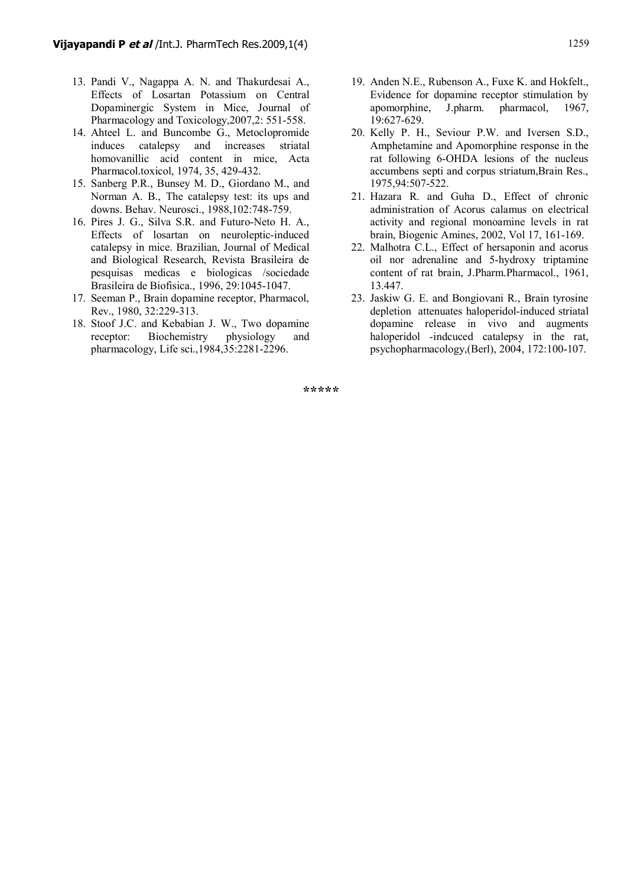13. Pandi V., Nagappa A. N. and Thakurdesai A., Effects of Losartan Potassium on Central Dopaminergic System in Mice, Journal of Pharmacology and Toxicology,2007,2: 551-558.
14. Ahteel L. and Buncombe G., Metoclopromide induces catalepsy and increases striatal homovanillic acid content in mice, Acta Pharmacol.toxicol, 1974, 35, 429-432.
15. Sanberg P.R., Bunsey M. D., Giordano M., and Norman A. B., The catalepsy test: its ups and downs. Behav. Neurosci., 1988,102:748-759.
16. Pires J. G., Silva S.R. and Futuro-Neto H. A., Effects of losartan on neuroleptic-induced catalepsy in mice. Brazilian, Journal of Medical and Biological Research, Revista Brasileira de pesquisas medicas e biologicas /sociedade Brasileira de Biofisica., 1996, 29:1045-1047.
17. Seeman P., Brain dopamine receptor, Pharmacol, Rev., 1980, 32:229-313.
18. Stoof J.C. and Kebabian J. W., Two dopamine receptor: Biochemistry physiology and pharmacology, Life sci.,1984,35:2281-2296.
19. Anden N.E., Rubenson A., Fuxe K. and Hokfelt., Evidence for dopamine receptor stimulation by apomorphine, J.pharm. pharmacol, 1967, 19:627-629.
20. Kelly P. H., Seviour P.W. and Iversen S.D., Amphetamine and Apomorphine response in the rat following 6-OHDA lesions of the nucleus accumbens septi and corpus striatum,Brain Res., 1975,94:507-522.
21. Hazara R. and Guha D., Effect of chronic administration of Acorus calamus on electrical activity and regional monoamine levels in rat brain, Biogenic Amines, 2002, Vol 17, 161-169.
22. Malhotra C.L., Effect of hersaponin and acorus oil nor adrenaline and 5-hydroxy triptamine content of rat brain, J.Pharm.Pharmacol., 1961, 13.447.
23. Jaskiw G. E. and Bongiovani R., Brain tyrosine depletion attenuates haloperidol-induced striatal dopamine release in vivo and augments haloperidol -indcuced catalepsy in the rat, psychopharmacology,(Berl), 2004, 172:100-107.

*****